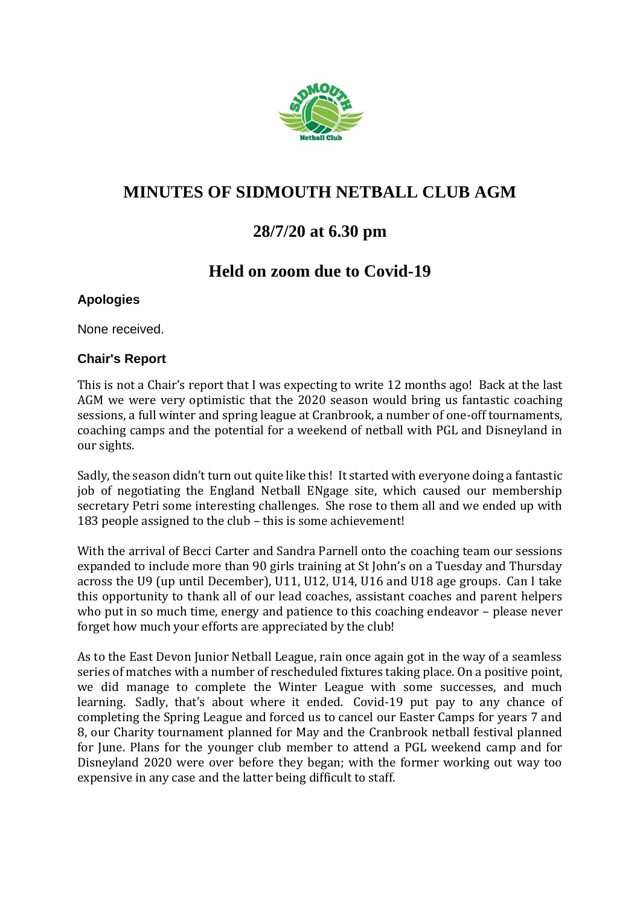# MINUTES OF SIDMOUTH NETBALL CLUB AGM

## 28/7/20 at 6.30 pm

## Held on zoom due to Covid-19

### Apologies

None received.

### Chair's Report

This is not a Chair's report that I was expecting to write 12 months ago! Back at the last AGM we were very optimistic that the 2020 season would bring us fantastic coaching sessions, a full winter and spring league at Cranbrook, a number of one-off tournaments, coaching camps and the potential for a weekend of netball with PGL and Disneyland in our sights.

Sadly, the season didn't turn out quite like this! It started with everyone doing a fantastic job of negotiating the England Netball ENgage site, which caused our membership secretary Petri some interesting challenges. She rose to them all and we ended up with 183 people assigned to the club – this is some achievement!

With the arrival of Becci Carter and Sandra Parnell onto the coaching team our sessions expanded to include more than 90 girls training at St John's on a Tuesday and Thursday across the U9 (up until December), U11, U12, U14, U16 and U18 age groups. Can I take this opportunity to thank all of our lead coaches, assistant coaches and parent helpers who put in so much time, energy and patience to this coaching endeavor – please never forget how much your efforts are appreciated by the club!

As to the East Devon Junior Netball League, rain once again got in the way of a seamless series of matches with a number of rescheduled fixtures taking place. On a positive point, we did manage to complete the Winter League with some successes, and much learning. Sadly, that's about where it ended. Covid-19 put pay to any chance of completing the Spring League and forced us to cancel our Easter Camps for years 7 and 8, our Charity tournament planned for May and the Cranbrook netball festival planned for June. Plans for the younger club member to attend a PGL weekend camp and for Disneyland 2020 were over before they began; with the former working out way too expensive in any case and the latter being difficult to staff.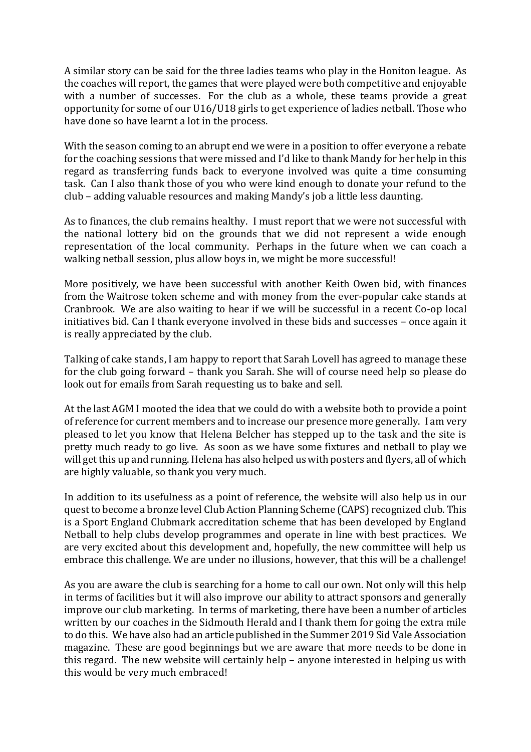A similar story can be said for the three ladies teams who play in the Honiton league. As the coaches will report, the games that were played were both competitive and enjoyable with a number of successes. For the club as a whole, these teams provide a great opportunity for some of our U16/U18 girls to get experience of ladies netball. Those who have done so have learnt a lot in the process.

With the season coming to an abrupt end we were in a position to offer everyone a rebate for the coaching sessions that were missed and I'd like to thank Mandy for her help in this regard as transferring funds back to everyone involved was quite a time consuming task. Can I also thank those of you who were kind enough to donate your refund to the club – adding valuable resources and making Mandy's job a little less daunting.

As to finances, the club remains healthy. I must report that we were not successful with the national lottery bid on the grounds that we did not represent a wide enough representation of the local community. Perhaps in the future when we can coach a walking netball session, plus allow boys in, we might be more successful!

More positively, we have been successful with another Keith Owen bid, with finances from the Waitrose token scheme and with money from the ever-popular cake stands at Cranbrook. We are also waiting to hear if we will be successful in a recent Co-op local initiatives bid. Can I thank everyone involved in these bids and successes – once again it is really appreciated by the club.

Talking of cake stands, I am happy to report that Sarah Lovell has agreed to manage these for the club going forward – thank you Sarah. She will of course need help so please do look out for emails from Sarah requesting us to bake and sell.

At the last AGM I mooted the idea that we could do with a website both to provide a point of reference for current members and to increase our presence more generally. I am very pleased to let you know that Helena Belcher has stepped up to the task and the site is pretty much ready to go live. As soon as we have some fixtures and netball to play we will get this up and running. Helena has also helped us with posters and flyers, all of which are highly valuable, so thank you very much.

In addition to its usefulness as a point of reference, the website will also help us in our quest to become a bronze level Club Action Planning Scheme (CAPS) recognized club. This is a Sport England Clubmark accreditation scheme that has been developed by England Netball to help clubs develop programmes and operate in line with best practices. We are very excited about this development and, hopefully, the new committee will help us embrace this challenge. We are under no illusions, however, that this will be a challenge!

As you are aware the club is searching for a home to call our own. Not only will this help in terms of facilities but it will also improve our ability to attract sponsors and generally improve our club marketing. In terms of marketing, there have been a number of articles written by our coaches in the Sidmouth Herald and I thank them for going the extra mile to do this. We have also had an article published in the Summer 2019 Sid Vale Association magazine. These are good beginnings but we are aware that more needs to be done in this regard. The new website will certainly help – anyone interested in helping us with this would be very much embraced!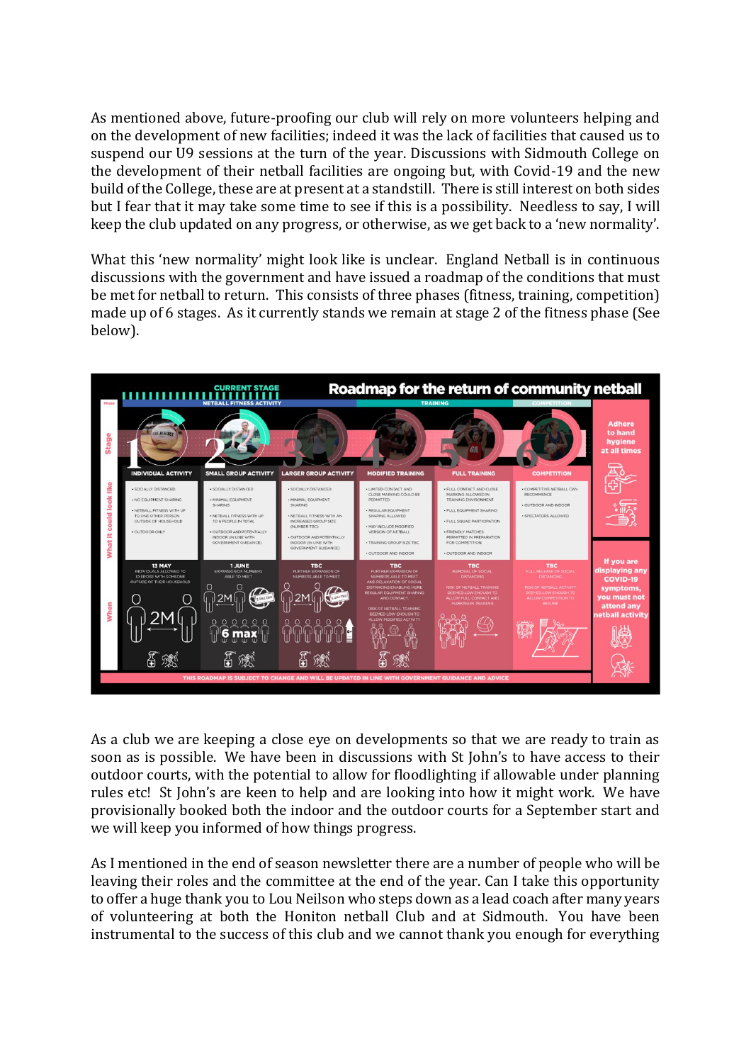As mentioned above, future-proofing our club will rely on more volunteers helping and on the development of new facilities; indeed it was the lack of facilities that caused us to suspend our U9 sessions at the turn of the year. Discussions with Sidmouth College on the development of their netball facilities are ongoing but, with Covid-19 and the new build of the College, these are at present at a standstill. There is still interest on both sides but I fear that it may take some time to see if this is a possibility. Needless to say, I will keep the club updated on any progress, or otherwise, as we get back to a 'new normality'.

What this 'new normality' might look like is unclear. England Netball is in continuous discussions with the government and have issued a roadmap of the conditions that must be met for netball to return. This consists of three phases (fitness, training, competition) made up of 6 stages. As it currently stands we remain at stage 2 of the fitness phase (See below).

As a club we are keeping a close eye on developments so that we are ready to train as soon as is possible. We have been in discussions with St John's to have access to their outdoor courts, with the potential to allow for floodlighting if allowable under planning rules etc! St John's are keen to help and are looking into how it might work. We have provisionally booked both the indoor and the outdoor courts for a September start and we will keep you informed of how things progress.

As I mentioned in the end of season newsletter there are a number of people who will be leaving their roles and the committee at the end of the year. Can I take this opportunity to offer a huge thank you to Lou Neilson who steps down as a lead coach after many years of volunteering at both the Honiton netball Club and at Sidmouth. You have been instrumental to the success of this club and we cannot thank you enough for everything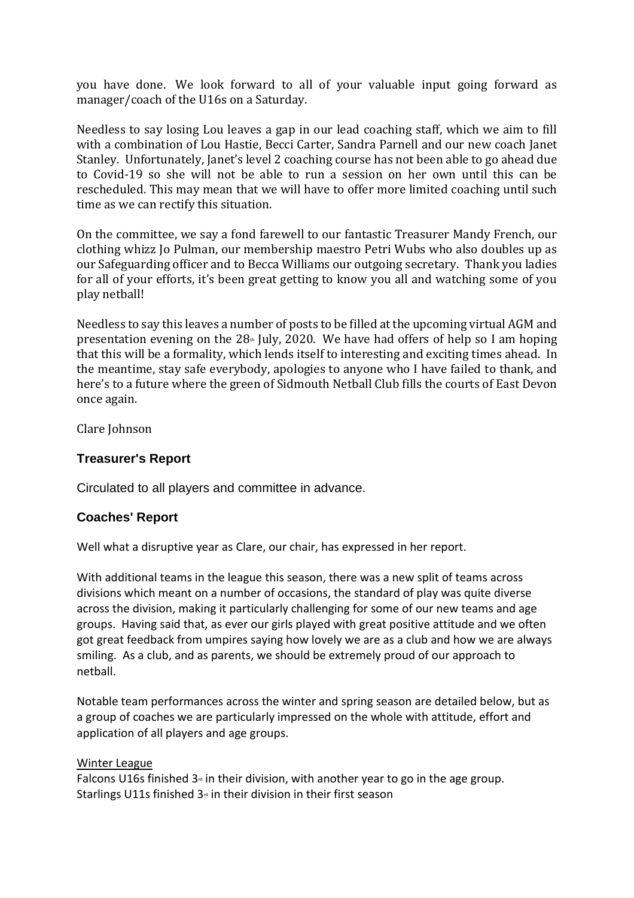you have done. We look forward to all of your valuable input going forward as manager/coach of the U16s on a Saturday.

Needless to say losing Lou leaves a gap in our lead coaching staff, which we aim to fill with a combination of Lou Hastie, Becci Carter, Sandra Parnell and our new coach Janet Stanley. Unfortunately, Janet's level 2 coaching course has not been able to go ahead due to Covid-19 so she will not be able to run a session on her own until this can be rescheduled. This may mean that we will have to offer more limited coaching until such time as we can rectify this situation.

On the committee, we say a fond farewell to our fantastic Treasurer Mandy French, our clothing whizz Jo Pulman, our membership maestro Petri Wubs who also doubles up as our Safeguarding officer and to Becca Williams our outgoing secretary. Thank you ladies for all of your efforts, it's been great getting to know you all and watching some of you play netball!

Needless to say this leaves a number of posts to be filled at the upcoming virtual AGM and presentation evening on the 28th July, 2020. We have had offers of help so I am hoping that this will be a formality, which lends itself to interesting and exciting times ahead. In the meantime, stay safe everybody, apologies to anyone who I have failed to thank, and here's to a future where the green of Sidmouth Netball Club fills the courts of East Devon once again.

Clare Johnson

### Treasurer's Report

Circulated to all players and committee in advance.

### Coaches' Report

Well what a disruptive year as Clare, our chair, has expressed in her report.

With additional teams in the league this season, there was a new split of teams across divisions which meant on a number of occasions, the standard of play was quite diverse across the division, making it particularly challenging for some of our new teams and age groups. Having said that, as ever our girls played with great positive attitude and we often got great feedback from umpires saying how lovely we are as a club and how we are always smiling. As a club, and as parents, we should be extremely proud of our approach to netball.

Notable team performances across the winter and spring season are detailed below, but as a group of coaches we are particularly impressed on the whole with attitude, effort and application of all players and age groups.

Winter League

Falcons U16s finished 3rd in their division, with another year to go in the age group.
Starlings U11s finished 3rd in their division in their first season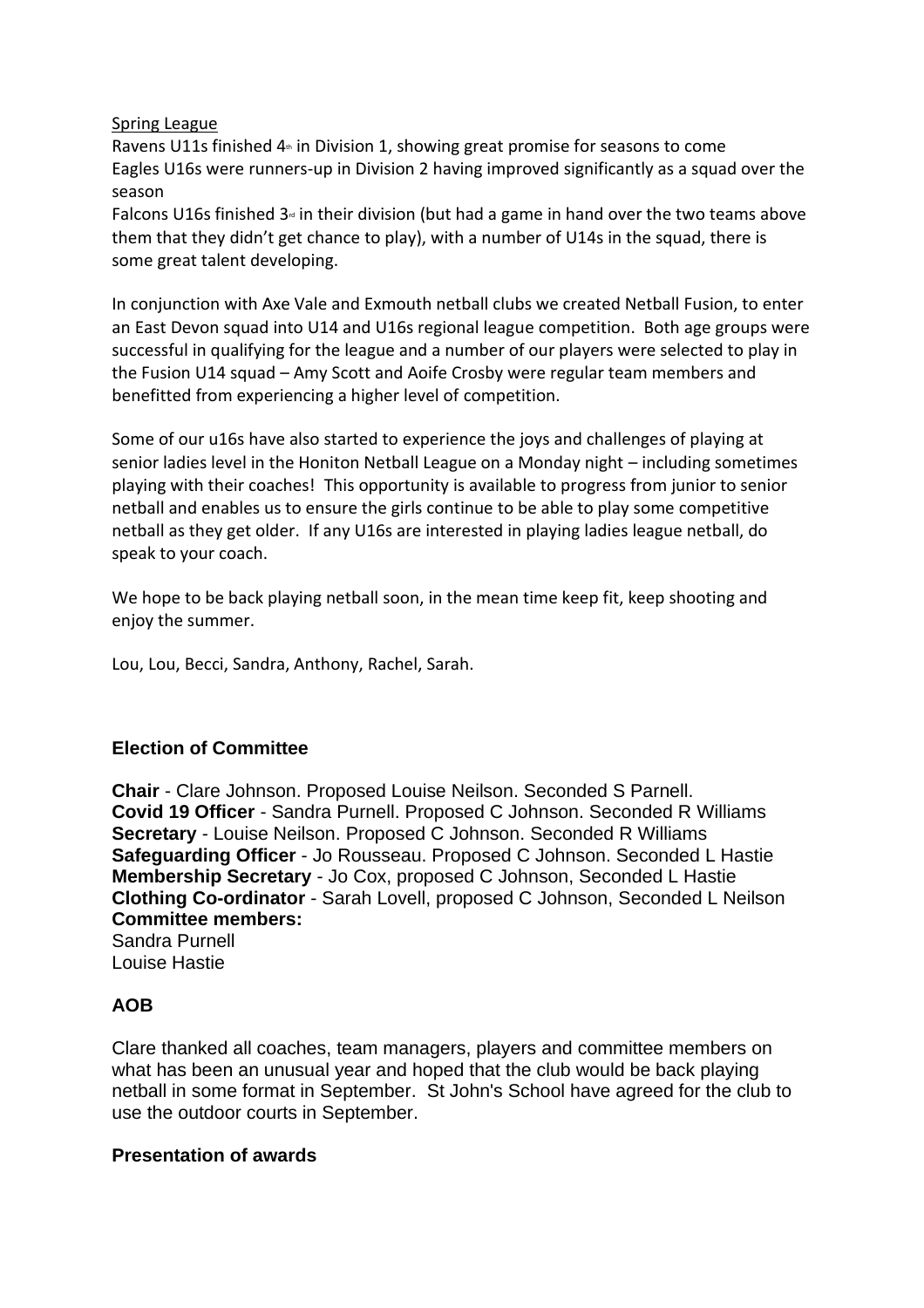Spring League

Ravens U11s finished 4th in Division 1, showing great promise for seasons to come

Eagles U16s were runners-up in Division 2 having improved significantly as a squad over the season

Falcons U16s finished 3rd in their division (but had a game in hand over the two teams above them that they didn't get chance to play), with a number of U14s in the squad, there is some great talent developing.

In conjunction with Axe Vale and Exmouth netball clubs we created Netball Fusion, to enter an East Devon squad into U14 and U16s regional league competition. Both age groups were successful in qualifying for the league and a number of our players were selected to play in the Fusion U14 squad – Amy Scott and Aoife Crosby were regular team members and benefitted from experiencing a higher level of competition.

Some of our u16s have also started to experience the joys and challenges of playing at senior ladies level in the Honiton Netball League on a Monday night – including sometimes playing with their coaches! This opportunity is available to progress from junior to senior netball and enables us to ensure the girls continue to be able to play some competitive netball as they get older. If any U16s are interested in playing ladies league netball, do speak to your coach.

We hope to be back playing netball soon, in the mean time keep fit, keep shooting and enjoy the summer.

Lou, Lou, Becci, Sandra, Anthony, Rachel, Sarah.

### Election of Committee

**Chair** - Clare Johnson. Proposed Louise Neilson. Seconded S Parnell.
**Covid 19 Officer** - Sandra Purnell. Proposed C Johnson. Seconded R Williams
**Secretary** - Louise Neilson. Proposed C Johnson. Seconded R Williams
**Safeguarding Officer** - Jo Rousseau. Proposed C Johnson. Seconded L Hastie
**Membership Secretary** - Jo Cox, proposed C Johnson, Seconded L Hastie
**Clothing Co-ordinator** - Sarah Lovell, proposed C Johnson, Seconded L Neilson
**Committee members:**
Sandra Purnell
Louise Hastie

### AOB

Clare thanked all coaches, team managers, players and committee members on what has been an unusual year and hoped that the club would be back playing netball in some format in September. St John's School have agreed for the club to use the outdoor courts in September.

### Presentation of awards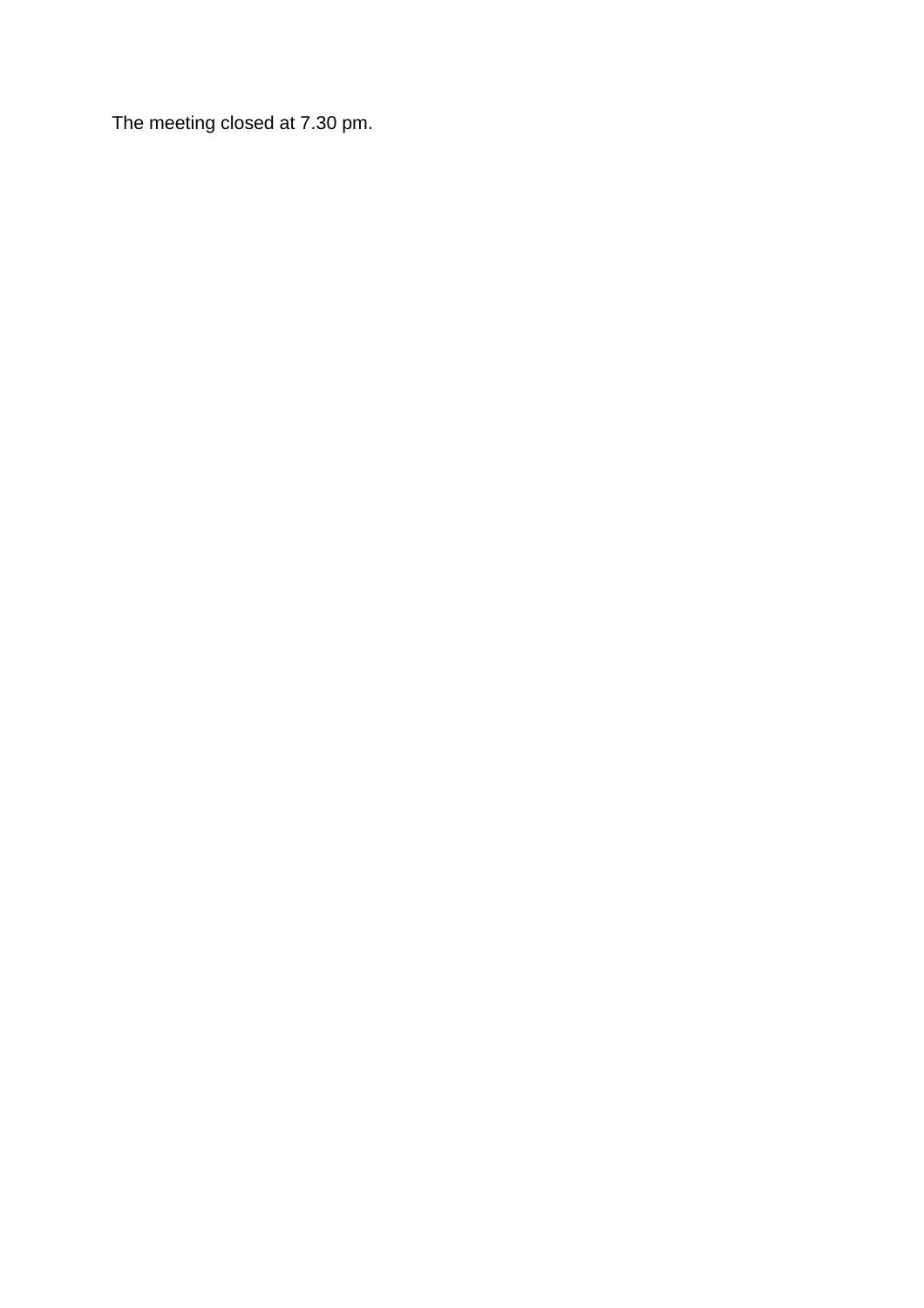The meeting closed at 7.30 pm.